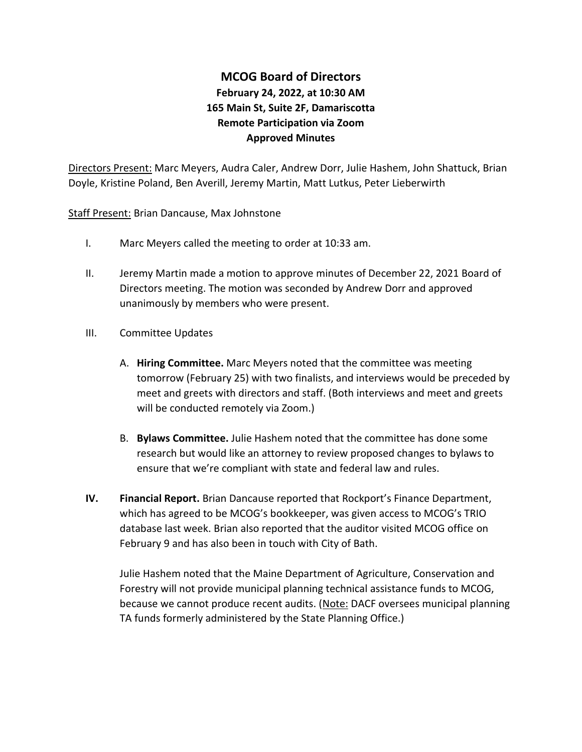# MCOG Board of Directors

**February 24, 2022, at 10:30 AM**
**165 Main St, Suite 2F, Damariscotta**
**Remote Participation via Zoom**
**Approved Minutes**

Directors Present: Marc Meyers, Audra Caler, Andrew Dorr, Julie Hashem, John Shattuck, Brian Doyle, Kristine Poland, Ben Averill, Jeremy Martin, Matt Lutkus, Peter Lieberwirth

Staff Present: Brian Dancause, Max Johnstone

I. Marc Meyers called the meeting to order at 10:33 am.

II. Jeremy Martin made a motion to approve minutes of December 22, 2021 Board of Directors meeting. The motion was seconded by Andrew Dorr and approved unanimously by members who were present.

III. Committee Updates

   A. **Hiring Committee.** Marc Meyers noted that the committee was meeting tomorrow (February 25) with two finalists, and interviews would be preceded by meet and greets with directors and staff. (Both interviews and meet and greets will be conducted remotely via Zoom.)

   B. **Bylaws Committee.** Julie Hashem noted that the committee has done some research but would like an attorney to review proposed changes to bylaws to ensure that we're compliant with state and federal law and rules.

**IV. Financial Report.** Brian Dancause reported that Rockport's Finance Department, which has agreed to be MCOG's bookkeeper, was given access to MCOG's TRIO database last week. Brian also reported that the auditor visited MCOG office on February 9 and has also been in touch with City of Bath.

Julie Hashem noted that the Maine Department of Agriculture, Conservation and Forestry will not provide municipal planning technical assistance funds to MCOG, because we cannot produce recent audits. (Note: DACF oversees municipal planning TA funds formerly administered by the State Planning Office.)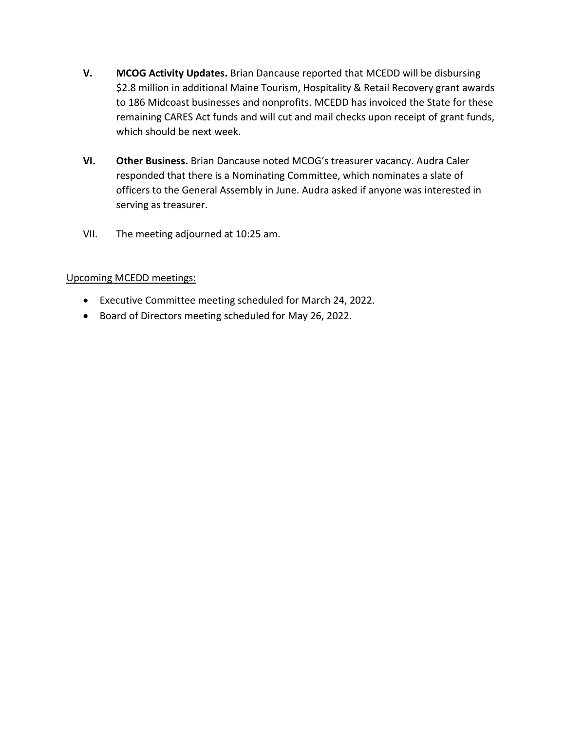V. **MCOG Activity Updates.** Brian Dancause reported that MCEDD will be disbursing $2.8 million in additional Maine Tourism, Hospitality & Retail Recovery grant awards to 186 Midcoast businesses and nonprofits. MCEDD has invoiced the State for these remaining CARES Act funds and will cut and mail checks upon receipt of grant funds, which should be next week.

VI. **Other Business.** Brian Dancause noted MCOG's treasurer vacancy. Audra Caler responded that there is a Nominating Committee, which nominates a slate of officers to the General Assembly in June. Audra asked if anyone was interested in serving as treasurer.

VII. The meeting adjourned at 10:25 am.

Upcoming MCEDD meetings:

- Executive Committee meeting scheduled for March 24, 2022.
- Board of Directors meeting scheduled for May 26, 2022.